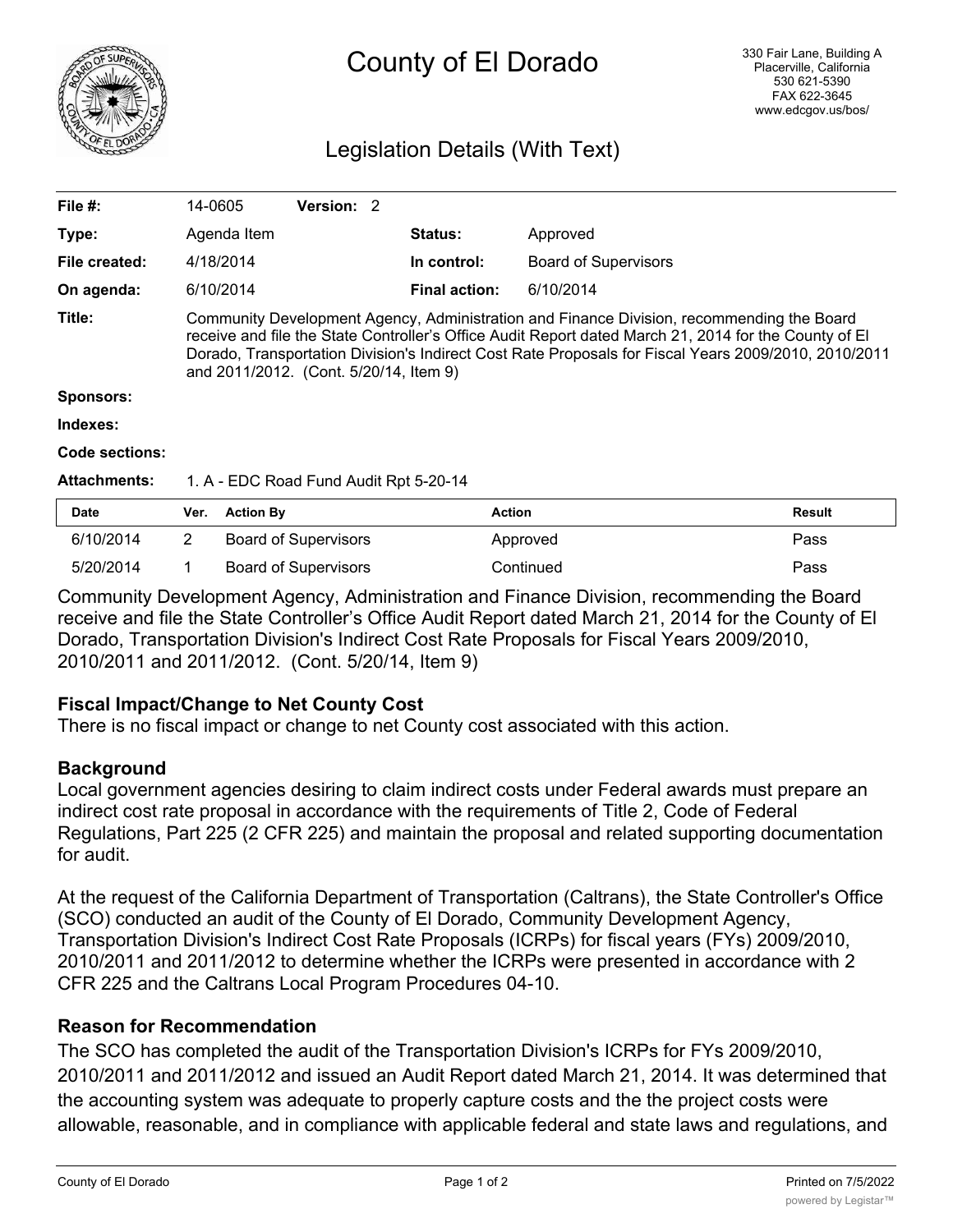# County of El Dorado

330 Fair Lane, Building A
Placerville, California
530 621-5390
FAX 622-3645
www.edcgov.us/bos/

## Legislation Details (With Text)

| | | | |
|---|---|---|---|
| **File #:** | 14-0605 **Version:** 2 | | |
| **Type:** | Agenda Item | **Status:** | Approved |
| **File created:** | 4/18/2014 | **In control:** | Board of Supervisors |
| **On agenda:** | 6/10/2014 | **Final action:** | 6/10/2014 |

**Title:** Community Development Agency, Administration and Finance Division, recommending the Board receive and file the State Controller's Office Audit Report dated March 21, 2014 for the County of El Dorado, Transportation Division's Indirect Cost Rate Proposals for Fiscal Years 2009/2010, 2010/2011 and 2011/2012. (Cont. 5/20/14, Item 9)

**Sponsors:**

**Indexes:**

**Code sections:**

**Attachments:** 1. A - EDC Road Fund Audit Rpt 5-20-14

| Date | Ver. | Action By | Action | Result |
|---|---|---|---|---|
| 6/10/2014 | 2 | Board of Supervisors | Approved | Pass |
| 5/20/2014 | 1 | Board of Supervisors | Continued | Pass |

Community Development Agency, Administration and Finance Division, recommending the Board receive and file the State Controller's Office Audit Report dated March 21, 2014 for the County of El Dorado, Transportation Division's Indirect Cost Rate Proposals for Fiscal Years 2009/2010, 2010/2011 and 2011/2012. (Cont. 5/20/14, Item 9)

### Fiscal Impact/Change to Net County Cost

There is no fiscal impact or change to net County cost associated with this action.

### Background

Local government agencies desiring to claim indirect costs under Federal awards must prepare an indirect cost rate proposal in accordance with the requirements of Title 2, Code of Federal Regulations, Part 225 (2 CFR 225) and maintain the proposal and related supporting documentation for audit.

At the request of the California Department of Transportation (Caltrans), the State Controller's Office (SCO) conducted an audit of the County of El Dorado, Community Development Agency, Transportation Division's Indirect Cost Rate Proposals (ICRPs) for fiscal years (FYs) 2009/2010, 2010/2011 and 2011/2012 to determine whether the ICRPs were presented in accordance with 2 CFR 225 and the Caltrans Local Program Procedures 04-10.

### Reason for Recommendation

The SCO has completed the audit of the Transportation Division's ICRPs for FYs 2009/2010, 2010/2011 and 2011/2012 and issued an Audit Report dated March 21, 2014. It was determined that the accounting system was adequate to properly capture costs and the the project costs were allowable, reasonable, and in compliance with applicable federal and state laws and regulations, and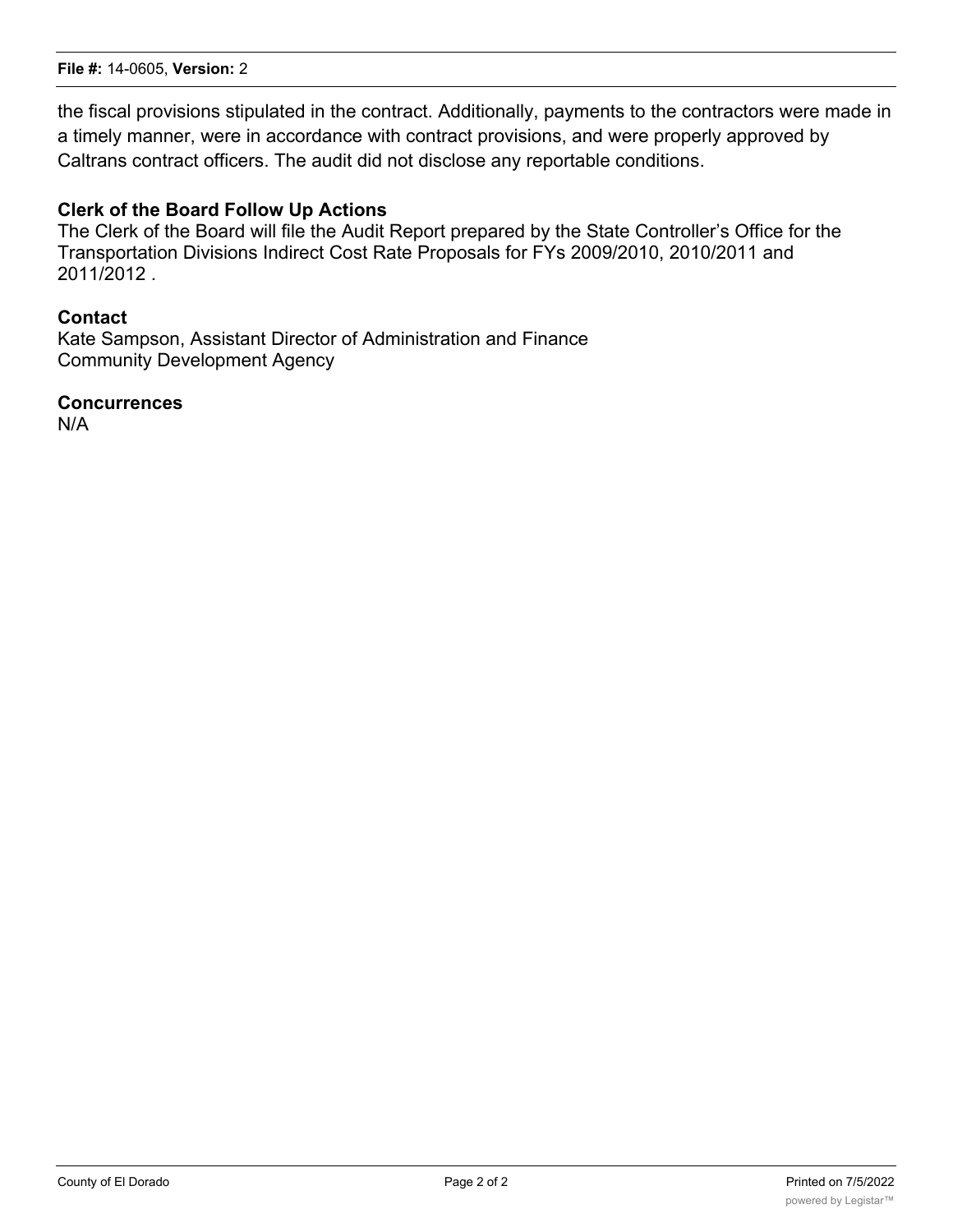the fiscal provisions stipulated in the contract. Additionally, payments to the contractors were made in a timely manner, were in accordance with contract provisions, and were properly approved by Caltrans contract officers. The audit did not disclose any reportable conditions.

**Clerk of the Board Follow Up Actions**

The Clerk of the Board will file the Audit Report prepared by the State Controller's Office for the Transportation Divisions Indirect Cost Rate Proposals for FYs 2009/2010, 2010/2011 and 2011/2012 .

**Contact**

Kate Sampson, Assistant Director of Administration and Finance
Community Development Agency

**Concurrences**

N/A